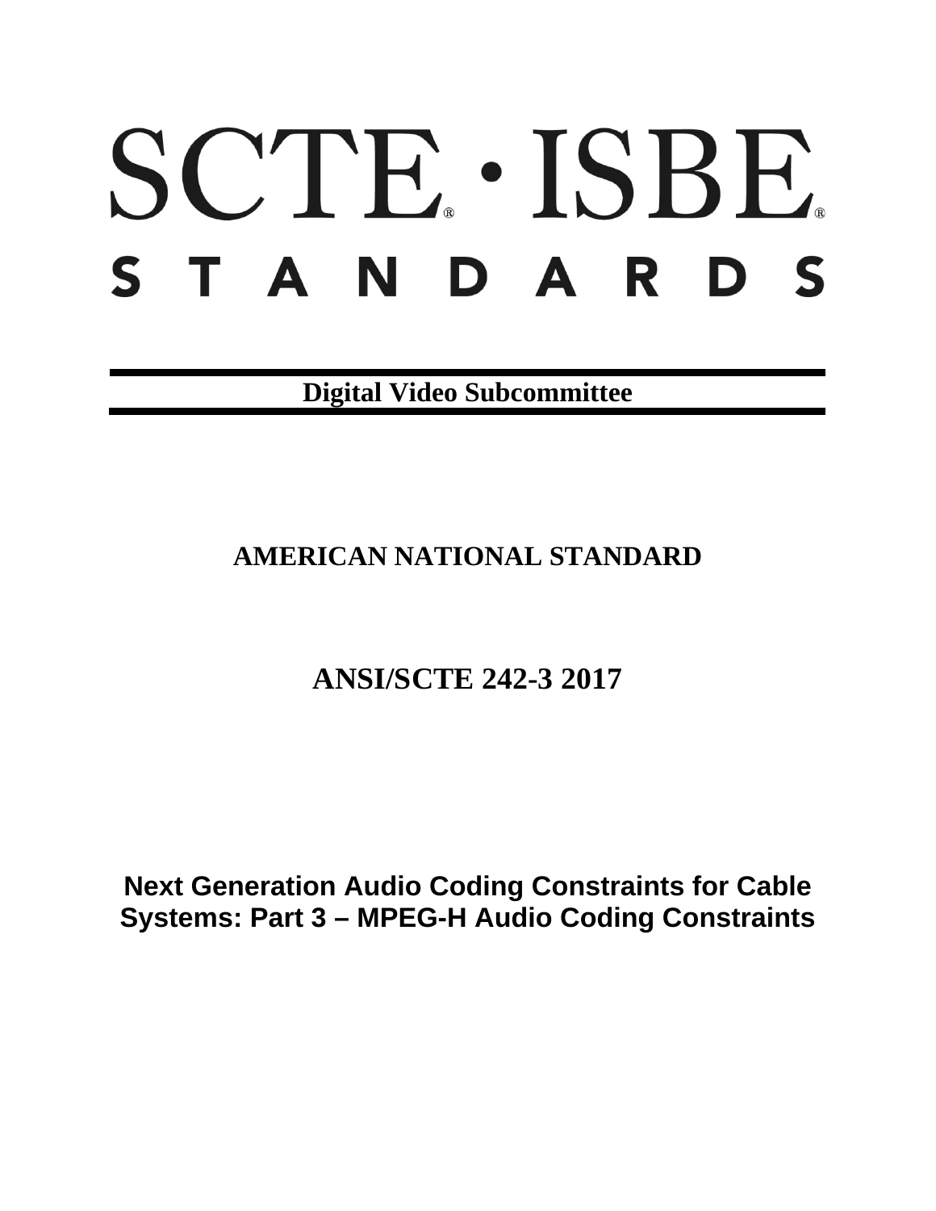# SCTE · ISBE STANDARDS

**Digital Video Subcommittee**

## AMERICAN NATIONAL STANDARD

## ANSI/SCTE 242-3 2017

# Next Generation Audio Coding Constraints for Cable Systems: Part 3 – MPEG-H Audio Coding Constraints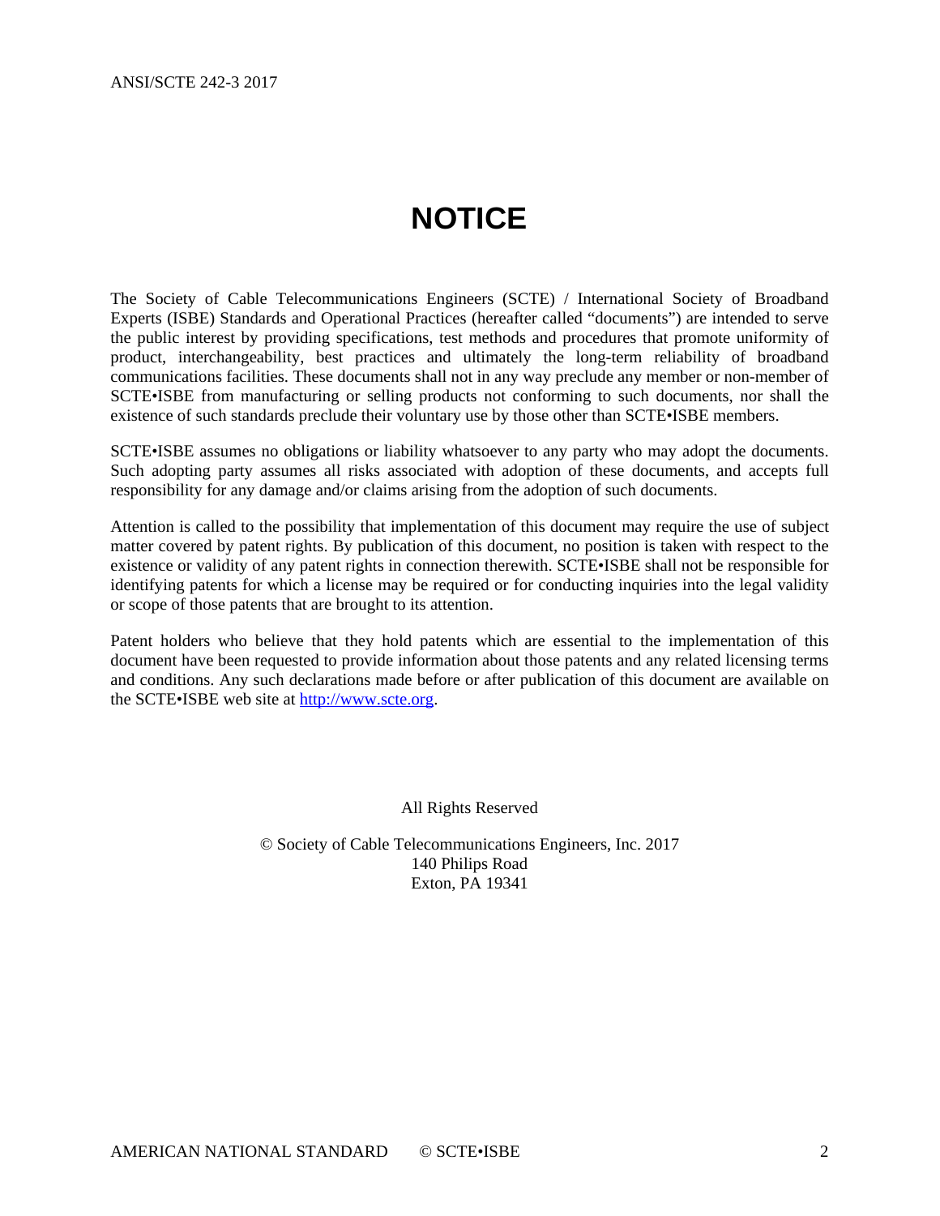# NOTICE

The Society of Cable Telecommunications Engineers (SCTE) / International Society of Broadband Experts (ISBE) Standards and Operational Practices (hereafter called "documents") are intended to serve the public interest by providing specifications, test methods and procedures that promote uniformity of product, interchangeability, best practices and ultimately the long-term reliability of broadband communications facilities. These documents shall not in any way preclude any member or non-member of SCTE•ISBE from manufacturing or selling products not conforming to such documents, nor shall the existence of such standards preclude their voluntary use by those other than SCTE•ISBE members.

SCTE•ISBE assumes no obligations or liability whatsoever to any party who may adopt the documents. Such adopting party assumes all risks associated with adoption of these documents, and accepts full responsibility for any damage and/or claims arising from the adoption of such documents.

Attention is called to the possibility that implementation of this document may require the use of subject matter covered by patent rights. By publication of this document, no position is taken with respect to the existence or validity of any patent rights in connection therewith. SCTE•ISBE shall not be responsible for identifying patents for which a license may be required or for conducting inquiries into the legal validity or scope of those patents that are brought to its attention.

Patent holders who believe that they hold patents which are essential to the implementation of this document have been requested to provide information about those patents and any related licensing terms and conditions. Any such declarations made before or after publication of this document are available on the SCTE•ISBE web site at [http://www.scte.org](http://www.scte.org).

All Rights Reserved

© Society of Cable Telecommunications Engineers, Inc. 2017
140 Philips Road
Exton, PA 19341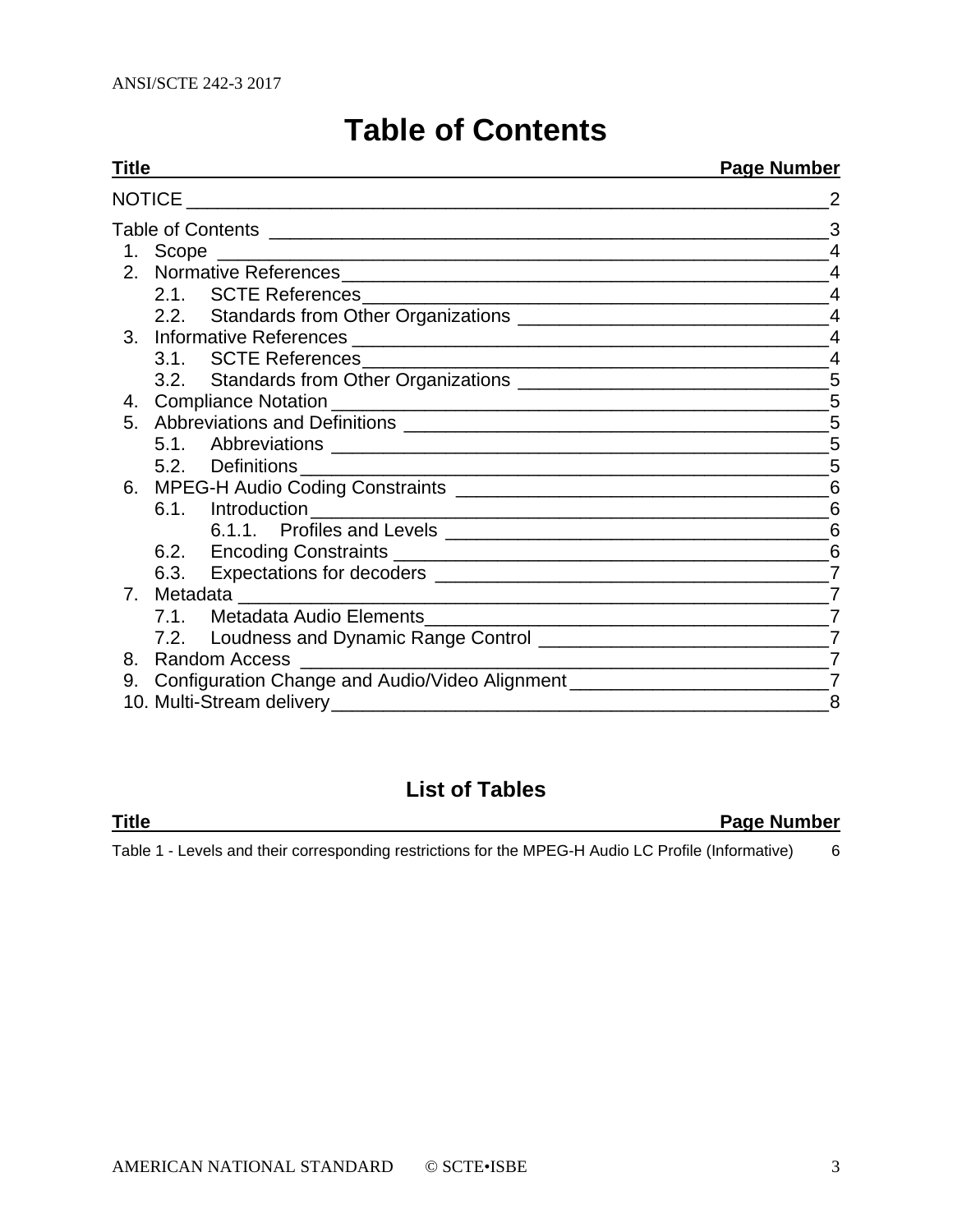# Table of Contents

| Title | Page Number |
|---|---|
| NOTICE | 2 |
| Table of Contents | 3 |
| 1. Scope | 4 |
| 2. Normative References | 4 |
| 2.1. SCTE References | 4 |
| 2.2. Standards from Other Organizations | 4 |
| 3. Informative References | 4 |
| 3.1. SCTE References | 4 |
| 3.2. Standards from Other Organizations | 5 |
| 4. Compliance Notation | 5 |
| 5. Abbreviations and Definitions | 5 |
| 5.1. Abbreviations | 5 |
| 5.2. Definitions | 5 |
| 6. MPEG-H Audio Coding Constraints | 6 |
| 6.1. Introduction | 6 |
| 6.1.1. Profiles and Levels | 6 |
| 6.2. Encoding Constraints | 6 |
| 6.3. Expectations for decoders | 7 |
| 7. Metadata | 7 |
| 7.1. Metadata Audio Elements | 7 |
| 7.2. Loudness and Dynamic Range Control | 7 |
| 8. Random Access | 7 |
| 9. Configuration Change and Audio/Video Alignment | 7 |
| 10. Multi-Stream delivery | 8 |

## List of Tables

| Title | Page Number |
|---|---|
| Table 1 - Levels and their corresponding restrictions for the MPEG-H Audio LC Profile (Informative) | 6 |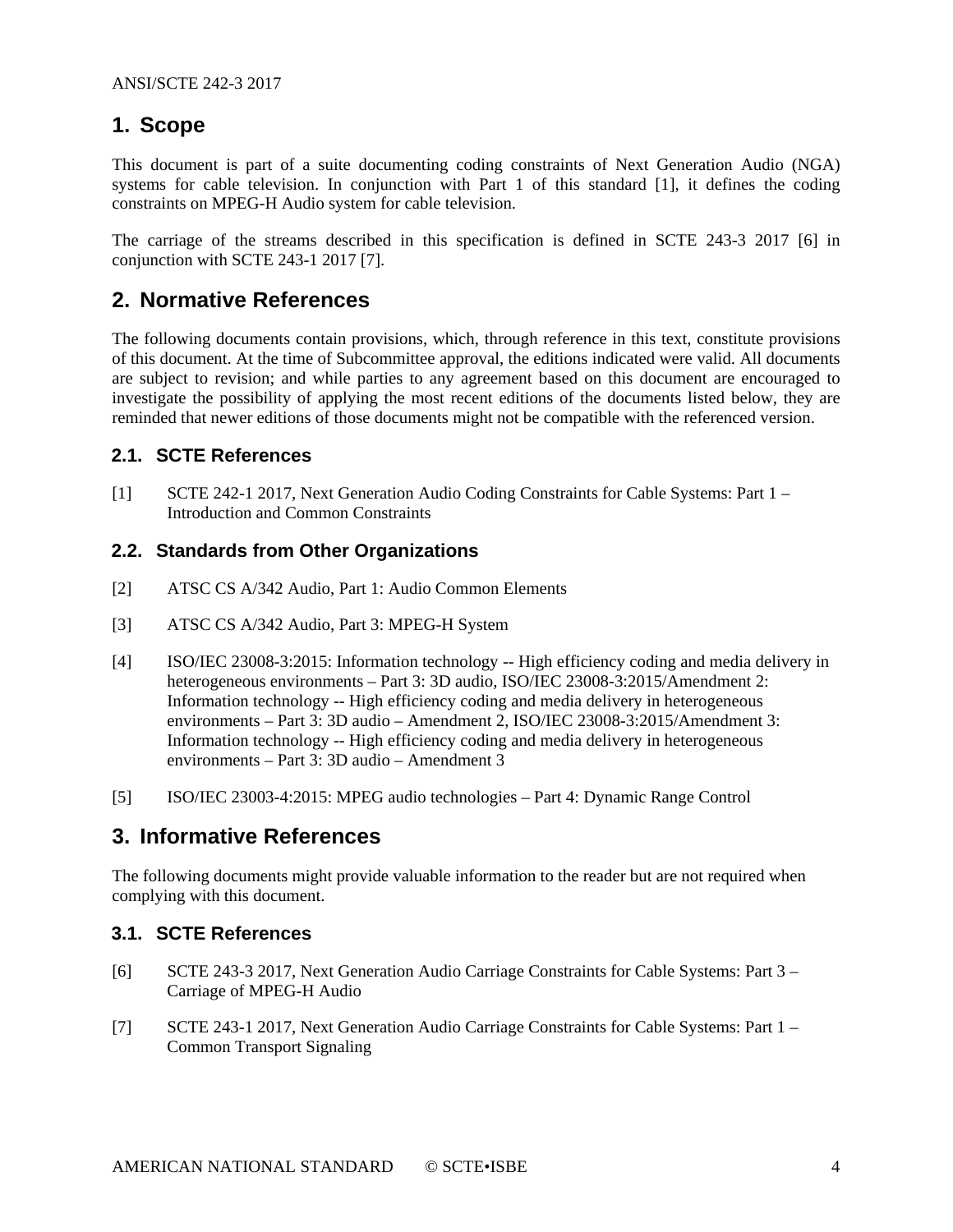# 1. Scope

This document is part of a suite documenting coding constraints of Next Generation Audio (NGA) systems for cable television. In conjunction with Part 1 of this standard [1], it defines the coding constraints on MPEG-H Audio system for cable television.

The carriage of the streams described in this specification is defined in SCTE 243-3 2017 [6] in conjunction with SCTE 243-1 2017 [7].

# 2. Normative References

The following documents contain provisions, which, through reference in this text, constitute provisions of this document. At the time of Subcommittee approval, the editions indicated were valid. All documents are subject to revision; and while parties to any agreement based on this document are encouraged to investigate the possibility of applying the most recent editions of the documents listed below, they are reminded that newer editions of those documents might not be compatible with the referenced version.

## 2.1. SCTE References

[1] SCTE 242-1 2017, Next Generation Audio Coding Constraints for Cable Systems: Part 1 – Introduction and Common Constraints

## 2.2. Standards from Other Organizations

[2] ATSC CS A/342 Audio, Part 1: Audio Common Elements

[3] ATSC CS A/342 Audio, Part 3: MPEG-H System

[4] ISO/IEC 23008-3:2015: Information technology -- High efficiency coding and media delivery in heterogeneous environments – Part 3: 3D audio, ISO/IEC 23008-3:2015/Amendment 2: Information technology -- High efficiency coding and media delivery in heterogeneous environments – Part 3: 3D audio – Amendment 2, ISO/IEC 23008-3:2015/Amendment 3: Information technology -- High efficiency coding and media delivery in heterogeneous environments – Part 3: 3D audio – Amendment 3

[5] ISO/IEC 23003-4:2015: MPEG audio technologies – Part 4: Dynamic Range Control

# 3. Informative References

The following documents might provide valuable information to the reader but are not required when complying with this document.

## 3.1. SCTE References

[6] SCTE 243-3 2017, Next Generation Audio Carriage Constraints for Cable Systems: Part 3 – Carriage of MPEG-H Audio

[7] SCTE 243-1 2017, Next Generation Audio Carriage Constraints for Cable Systems: Part 1 – Common Transport Signaling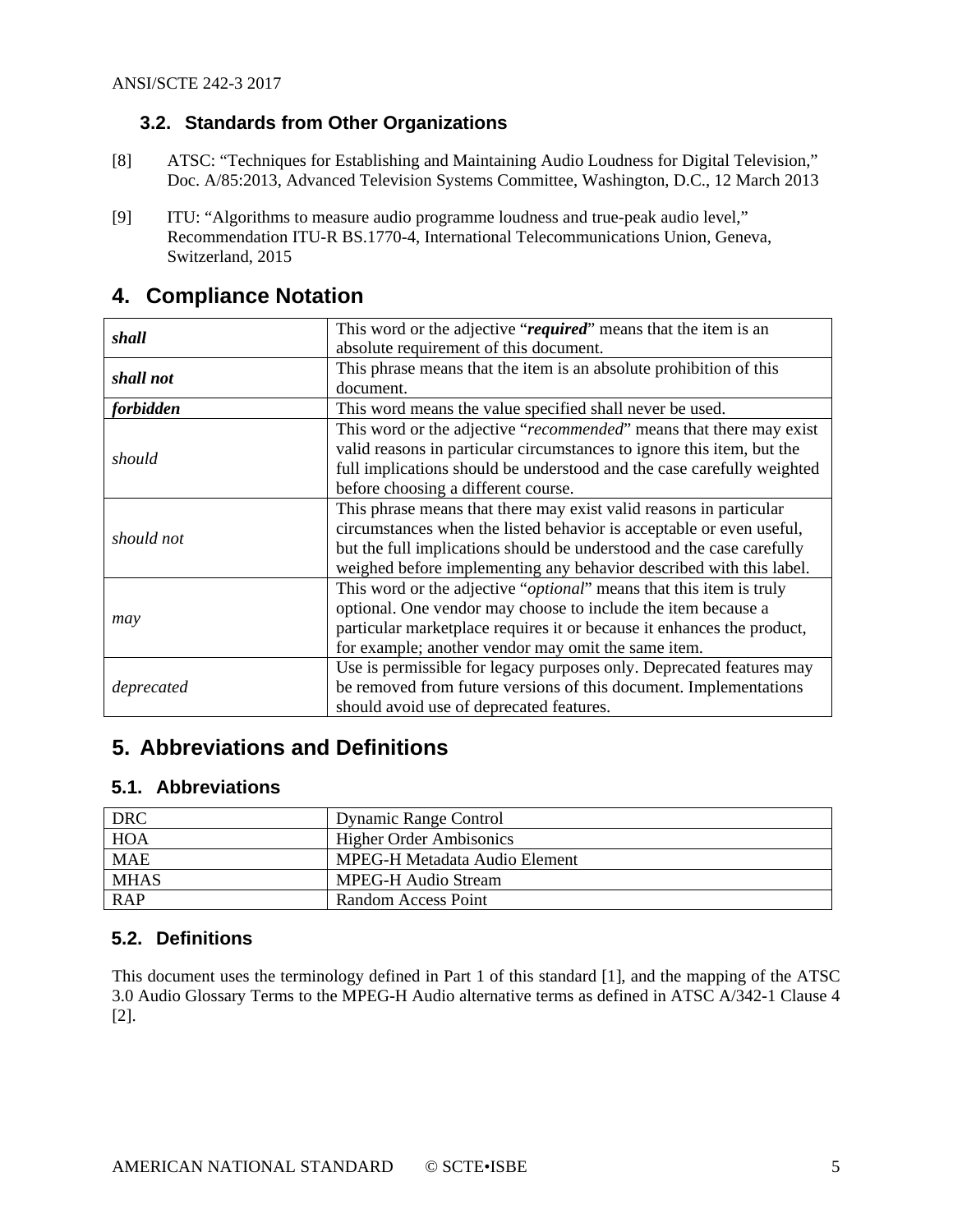### 3.2. Standards from Other Organizations

[8] ATSC: “Techniques for Establishing and Maintaining Audio Loudness for Digital Television,” Doc. A/85:2013, Advanced Television Systems Committee, Washington, D.C., 12 March 2013

[9] ITU: “Algorithms to measure audio programme loudness and true-peak audio level,” Recommendation ITU-R BS.1770-4, International Telecommunications Union, Geneva, Switzerland, 2015

## 4. Compliance Notation

| | |
|---|---|
| ***shall*** | This word or the adjective “***required***” means that the item is an absolute requirement of this document. |
| ***shall not*** | This phrase means that the item is an absolute prohibition of this document. |
| ***forbidden*** | This word means the value specified shall never be used. |
| *should* | This word or the adjective “*recommended*” means that there may exist valid reasons in particular circumstances to ignore this item, but the full implications should be understood and the case carefully weighted before choosing a different course. |
| *should not* | This phrase means that there may exist valid reasons in particular circumstances when the listed behavior is acceptable or even useful, but the full implications should be understood and the case carefully weighed before implementing any behavior described with this label. |
| *may* | This word or the adjective “*optional*” means that this item is truly optional. One vendor may choose to include the item because a particular marketplace requires it or because it enhances the product, for example; another vendor may omit the same item. |
| *deprecated* | Use is permissible for legacy purposes only. Deprecated features may be removed from future versions of this document. Implementations should avoid use of deprecated features. |

## 5. Abbreviations and Definitions

### 5.1. Abbreviations

| | |
|---|---|
| DRC | Dynamic Range Control |
| HOA | Higher Order Ambisonics |
| MAE | MPEG-H Metadata Audio Element |
| MHAS | MPEG-H Audio Stream |
| RAP | Random Access Point |

### 5.2. Definitions

This document uses the terminology defined in Part 1 of this standard [1], and the mapping of the ATSC 3.0 Audio Glossary Terms to the MPEG-H Audio alternative terms as defined in ATSC A/342-1 Clause 4 [2].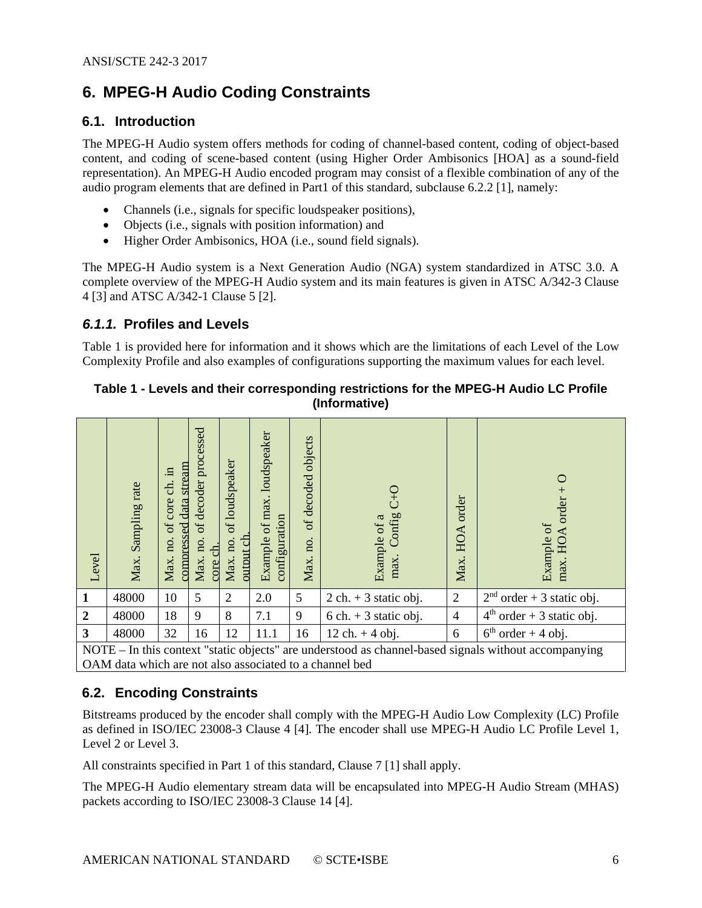## 6. MPEG-H Audio Coding Constraints

### 6.1. Introduction

The MPEG-H Audio system offers methods for coding of channel-based content, coding of object-based content, and coding of scene-based content (using Higher Order Ambisonics [HOA] as a sound-field representation). An MPEG-H Audio encoded program may consist of a flexible combination of any of the audio program elements that are defined in Part1 of this standard, subclause 6.2.2 [1], namely:

- Channels (i.e., signals for specific loudspeaker positions),
- Objects (i.e., signals with position information) and
- Higher Order Ambisonics, HOA (i.e., sound field signals).

The MPEG-H Audio system is a Next Generation Audio (NGA) system standardized in ATSC 3.0. A complete overview of the MPEG-H Audio system and its main features is given in ATSC A/342-3 Clause 4 [3] and ATSC A/342-1 Clause 5 [2].

#### *6.1.1.* Profiles and Levels

Table 1 is provided here for information and it shows which are the limitations of each Level of the Low Complexity Profile and also examples of configurations supporting the maximum values for each level.

**Table 1 - Levels and their corresponding restrictions for the MPEG-H Audio LC Profile (Informative)**

| Level | Max. Sampling rate | Max. no. of core ch. in compressed data stream | Max. no. of decoder processed core ch. | Max. no. of loudspeaker output ch. | Example of max. loudspeaker configuration | Max. no. of decoded objects | Example of a max. Config C+O | Max. HOA order | Example of max. HOA order + O |
|---|---|---|---|---|---|---|---|---|---|
| **1** | 48000 | 10 | 5 | 2 | 2.0 | 5 | 2 ch. + 3 static obj. | 2 | 2nd order + 3 static obj. |
| **2** | 48000 | 18 | 9 | 8 | 7.1 | 9 | 6 ch. + 3 static obj. | 4 | 4th order + 3 static obj. |
| **3** | 48000 | 32 | 16 | 12 | 11.1 | 16 | 12 ch. + 4 obj. | 6 | 6th order + 4 obj. |

NOTE – In this context "static objects" are understood as channel-based signals without accompanying OAM data which are not also associated to a channel bed

### 6.2. Encoding Constraints

Bitstreams produced by the encoder shall comply with the MPEG-H Audio Low Complexity (LC) Profile as defined in ISO/IEC 23008-3 Clause 4 [4]. The encoder shall use MPEG-H Audio LC Profile Level 1, Level 2 or Level 3.

All constraints specified in Part 1 of this standard, Clause 7 [1] shall apply.

The MPEG-H Audio elementary stream data will be encapsulated into MPEG-H Audio Stream (MHAS) packets according to ISO/IEC 23008-3 Clause 14 [4].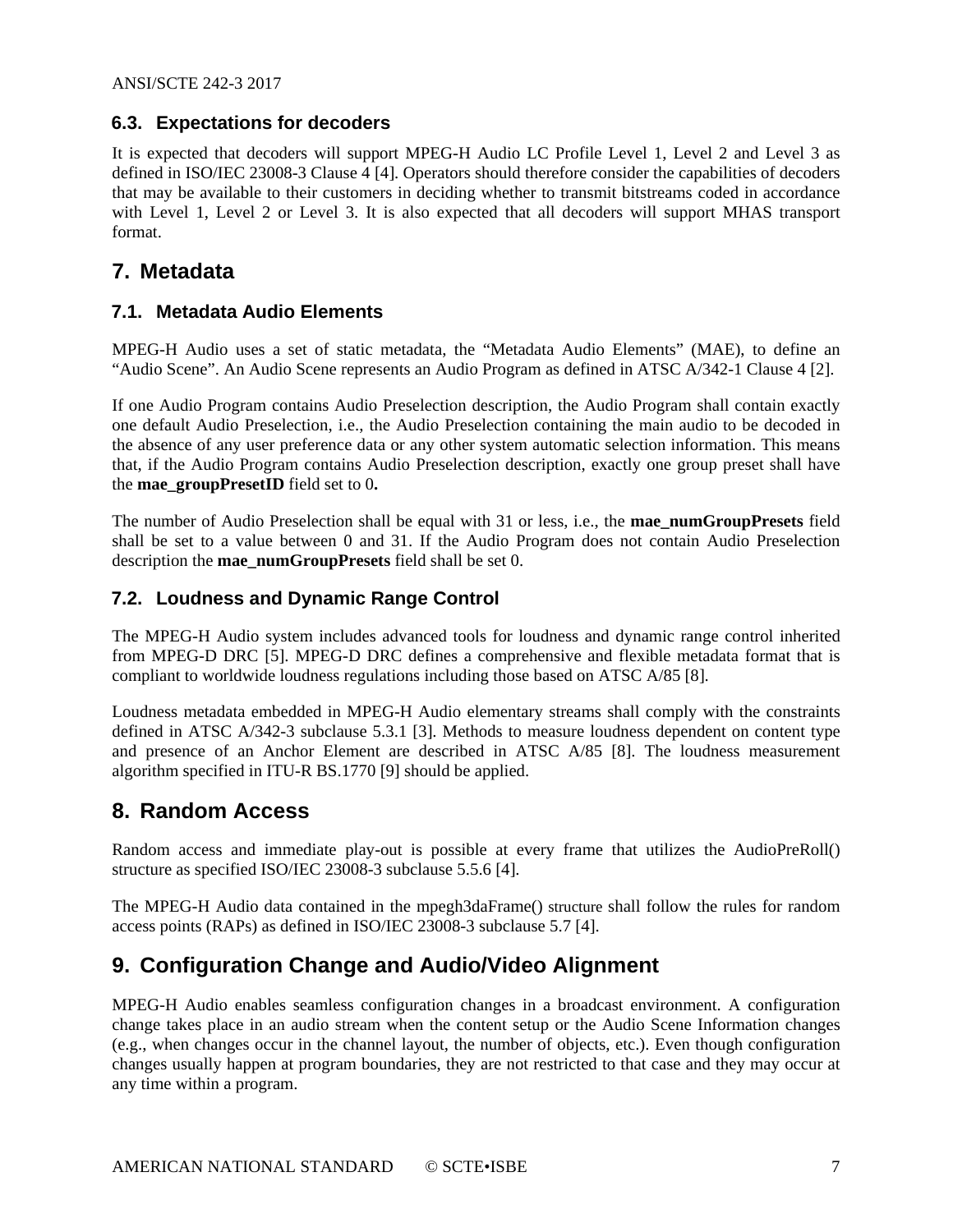### 6.3. Expectations for decoders

It is expected that decoders will support MPEG-H Audio LC Profile Level 1, Level 2 and Level 3 as defined in ISO/IEC 23008-3 Clause 4 [4]. Operators should therefore consider the capabilities of decoders that may be available to their customers in deciding whether to transmit bitstreams coded in accordance with Level 1, Level 2 or Level 3. It is also expected that all decoders will support MHAS transport format.

## 7. Metadata

### 7.1. Metadata Audio Elements

MPEG-H Audio uses a set of static metadata, the "Metadata Audio Elements" (MAE), to define an "Audio Scene". An Audio Scene represents an Audio Program as defined in ATSC A/342-1 Clause 4 [2].

If one Audio Program contains Audio Preselection description, the Audio Program shall contain exactly one default Audio Preselection, i.e., the Audio Preselection containing the main audio to be decoded in the absence of any user preference data or any other system automatic selection information. This means that, if the Audio Program contains Audio Preselection description, exactly one group preset shall have the **mae_groupPresetID** field set to 0**.**

The number of Audio Preselection shall be equal with 31 or less, i.e., the **mae_numGroupPresets** field shall be set to a value between 0 and 31. If the Audio Program does not contain Audio Preselection description the **mae_numGroupPresets** field shall be set 0.

### 7.2. Loudness and Dynamic Range Control

The MPEG-H Audio system includes advanced tools for loudness and dynamic range control inherited from MPEG-D DRC [5]. MPEG-D DRC defines a comprehensive and flexible metadata format that is compliant to worldwide loudness regulations including those based on ATSC A/85 [8].

Loudness metadata embedded in MPEG-H Audio elementary streams shall comply with the constraints defined in ATSC A/342-3 subclause 5.3.1 [3]. Methods to measure loudness dependent on content type and presence of an Anchor Element are described in ATSC A/85 [8]. The loudness measurement algorithm specified in ITU-R BS.1770 [9] should be applied.

## 8. Random Access

Random access and immediate play-out is possible at every frame that utilizes the AudioPreRoll() structure as specified ISO/IEC 23008-3 subclause 5.5.6 [4].

The MPEG-H Audio data contained in the mpegh3daFrame() structure shall follow the rules for random access points (RAPs) as defined in ISO/IEC 23008-3 subclause 5.7 [4].

## 9. Configuration Change and Audio/Video Alignment

MPEG-H Audio enables seamless configuration changes in a broadcast environment. A configuration change takes place in an audio stream when the content setup or the Audio Scene Information changes (e.g., when changes occur in the channel layout, the number of objects, etc.). Even though configuration changes usually happen at program boundaries, they are not restricted to that case and they may occur at any time within a program.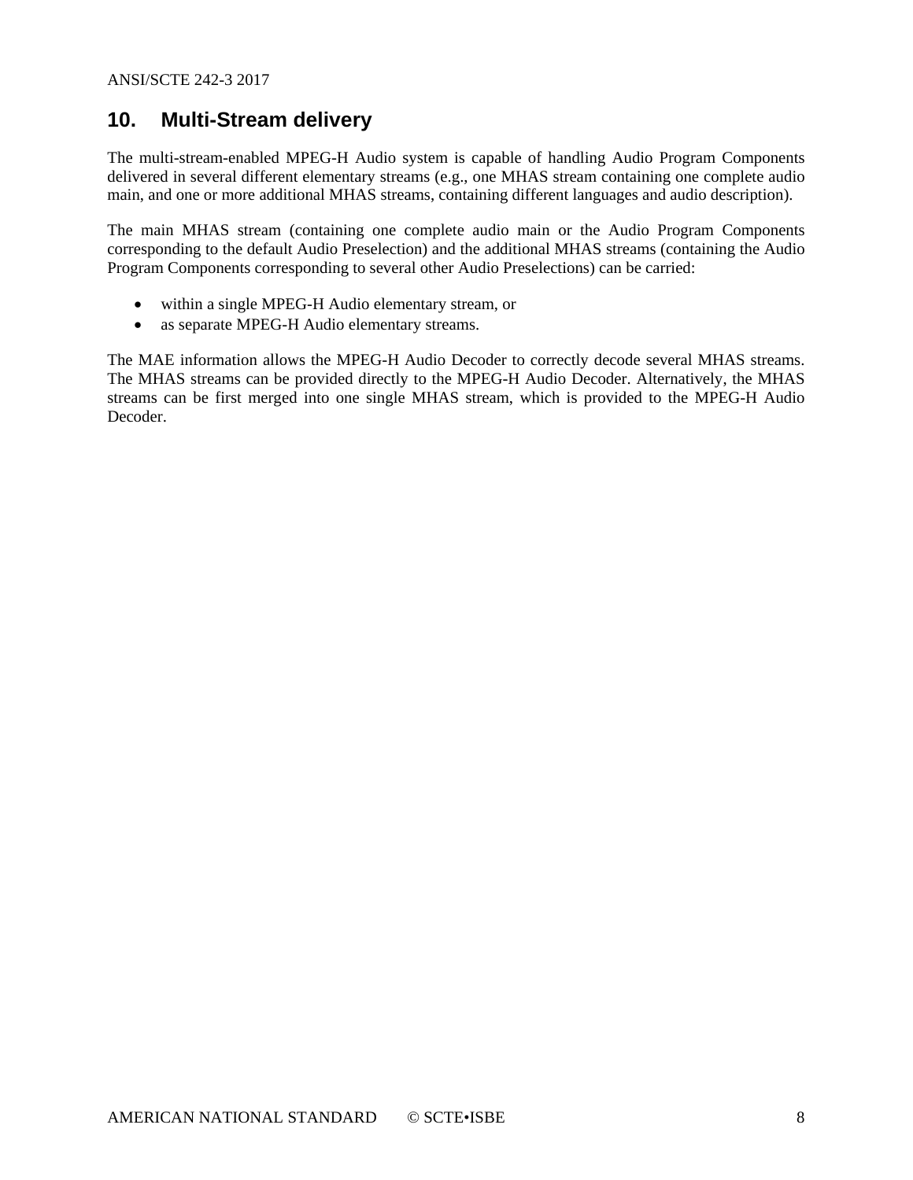## 10. Multi-Stream delivery

The multi-stream-enabled MPEG-H Audio system is capable of handling Audio Program Components delivered in several different elementary streams (e.g., one MHAS stream containing one complete audio main, and one or more additional MHAS streams, containing different languages and audio description).

The main MHAS stream (containing one complete audio main or the Audio Program Components corresponding to the default Audio Preselection) and the additional MHAS streams (containing the Audio Program Components corresponding to several other Audio Preselections) can be carried:

- within a single MPEG-H Audio elementary stream, or
- as separate MPEG-H Audio elementary streams.

The MAE information allows the MPEG-H Audio Decoder to correctly decode several MHAS streams. The MHAS streams can be provided directly to the MPEG-H Audio Decoder. Alternatively, the MHAS streams can be first merged into one single MHAS stream, which is provided to the MPEG-H Audio Decoder.